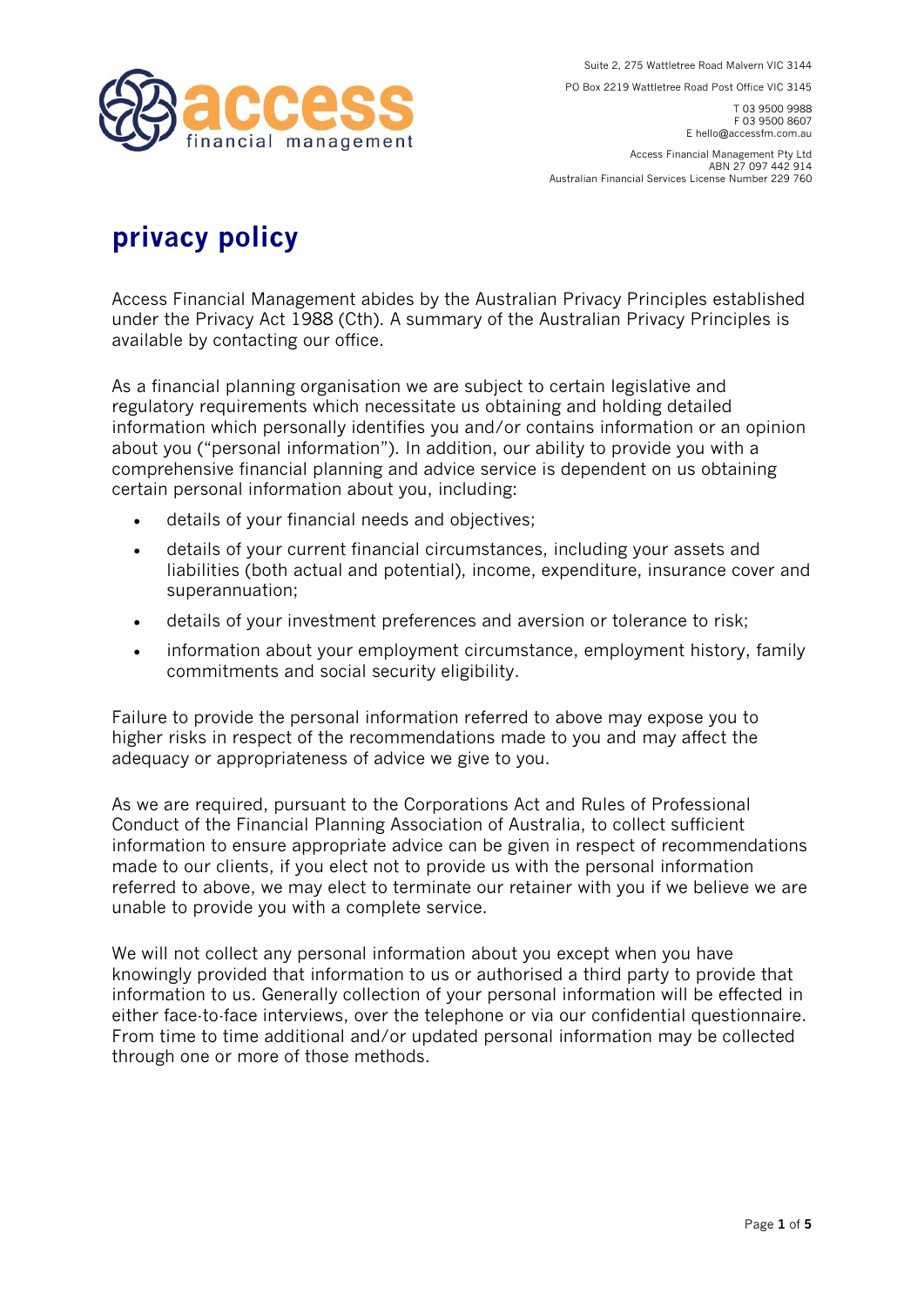access financial management

Suite 2, 275 Wattletree Road Malvern VIC 3144

PO Box 2219 Wattletree Road Post Office VIC 3145

T 03 9500 9988
F 03 9500 8607
E hello@accessfm.com.au

Access Financial Management Pty Ltd
ABN 27 097 442 914
Australian Financial Services License Number 229 760

# privacy policy

Access Financial Management abides by the Australian Privacy Principles established under the Privacy Act 1988 (Cth). A summary of the Australian Privacy Principles is available by contacting our office.

As a financial planning organisation we are subject to certain legislative and regulatory requirements which necessitate us obtaining and holding detailed information which personally identifies you and/or contains information or an opinion about you ("personal information"). In addition, our ability to provide you with a comprehensive financial planning and advice service is dependent on us obtaining certain personal information about you, including:

- details of your financial needs and objectives;
- details of your current financial circumstances, including your assets and liabilities (both actual and potential), income, expenditure, insurance cover and superannuation;
- details of your investment preferences and aversion or tolerance to risk;
- information about your employment circumstance, employment history, family commitments and social security eligibility.

Failure to provide the personal information referred to above may expose you to higher risks in respect of the recommendations made to you and may affect the adequacy or appropriateness of advice we give to you.

As we are required, pursuant to the Corporations Act and Rules of Professional Conduct of the Financial Planning Association of Australia, to collect sufficient information to ensure appropriate advice can be given in respect of recommendations made to our clients, if you elect not to provide us with the personal information referred to above, we may elect to terminate our retainer with you if we believe we are unable to provide you with a complete service.

We will not collect any personal information about you except when you have knowingly provided that information to us or authorised a third party to provide that information to us. Generally collection of your personal information will be effected in either face-to-face interviews, over the telephone or via our confidential questionnaire. From time to time additional and/or updated personal information may be collected through one or more of those methods.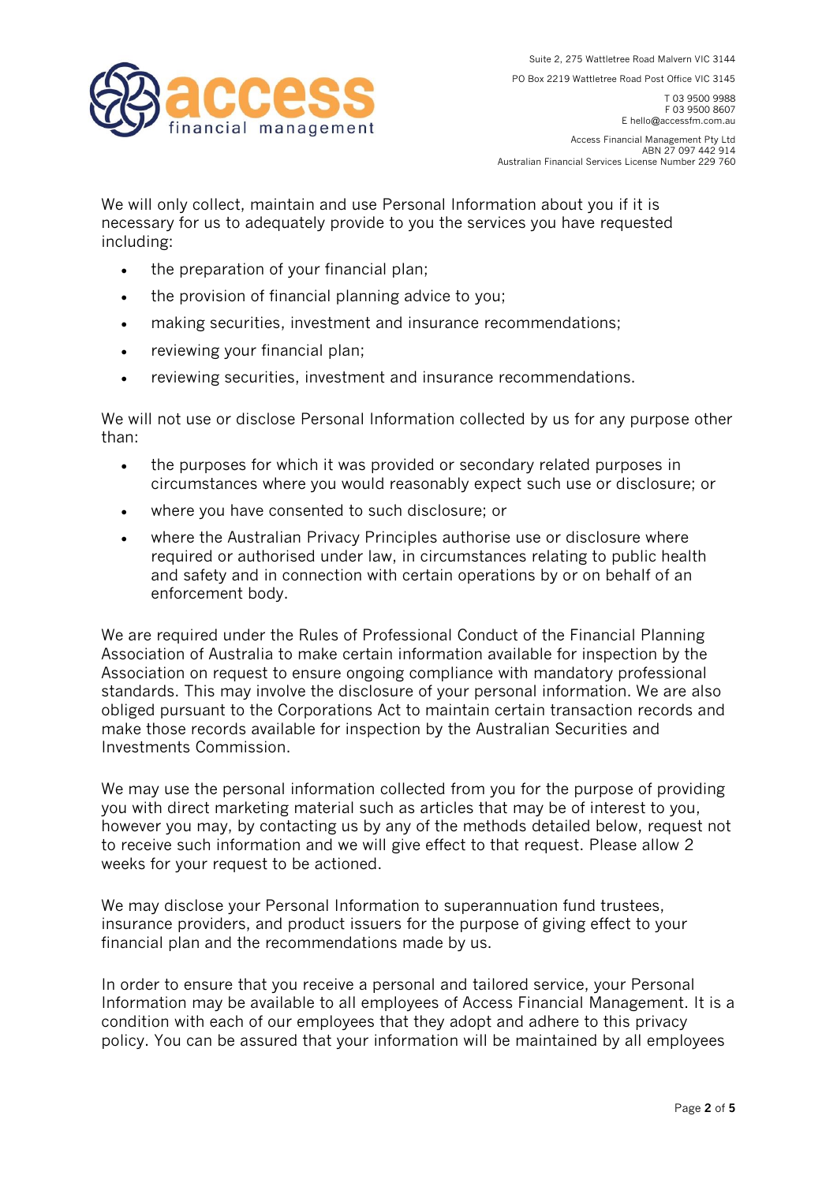We will only collect, maintain and use Personal Information about you if it is necessary for us to adequately provide to you the services you have requested including:

- the preparation of your financial plan;
- the provision of financial planning advice to you;
- making securities, investment and insurance recommendations;
- reviewing your financial plan;
- reviewing securities, investment and insurance recommendations.

We will not use or disclose Personal Information collected by us for any purpose other than:

- the purposes for which it was provided or secondary related purposes in circumstances where you would reasonably expect such use or disclosure; or
- where you have consented to such disclosure; or
- where the Australian Privacy Principles authorise use or disclosure where required or authorised under law, in circumstances relating to public health and safety and in connection with certain operations by or on behalf of an enforcement body.

We are required under the Rules of Professional Conduct of the Financial Planning Association of Australia to make certain information available for inspection by the Association on request to ensure ongoing compliance with mandatory professional standards. This may involve the disclosure of your personal information. We are also obliged pursuant to the Corporations Act to maintain certain transaction records and make those records available for inspection by the Australian Securities and Investments Commission.

We may use the personal information collected from you for the purpose of providing you with direct marketing material such as articles that may be of interest to you, however you may, by contacting us by any of the methods detailed below, request not to receive such information and we will give effect to that request. Please allow 2 weeks for your request to be actioned.

We may disclose your Personal Information to superannuation fund trustees, insurance providers, and product issuers for the purpose of giving effect to your financial plan and the recommendations made by us.

In order to ensure that you receive a personal and tailored service, your Personal Information may be available to all employees of Access Financial Management. It is a condition with each of our employees that they adopt and adhere to this privacy policy. You can be assured that your information will be maintained by all employees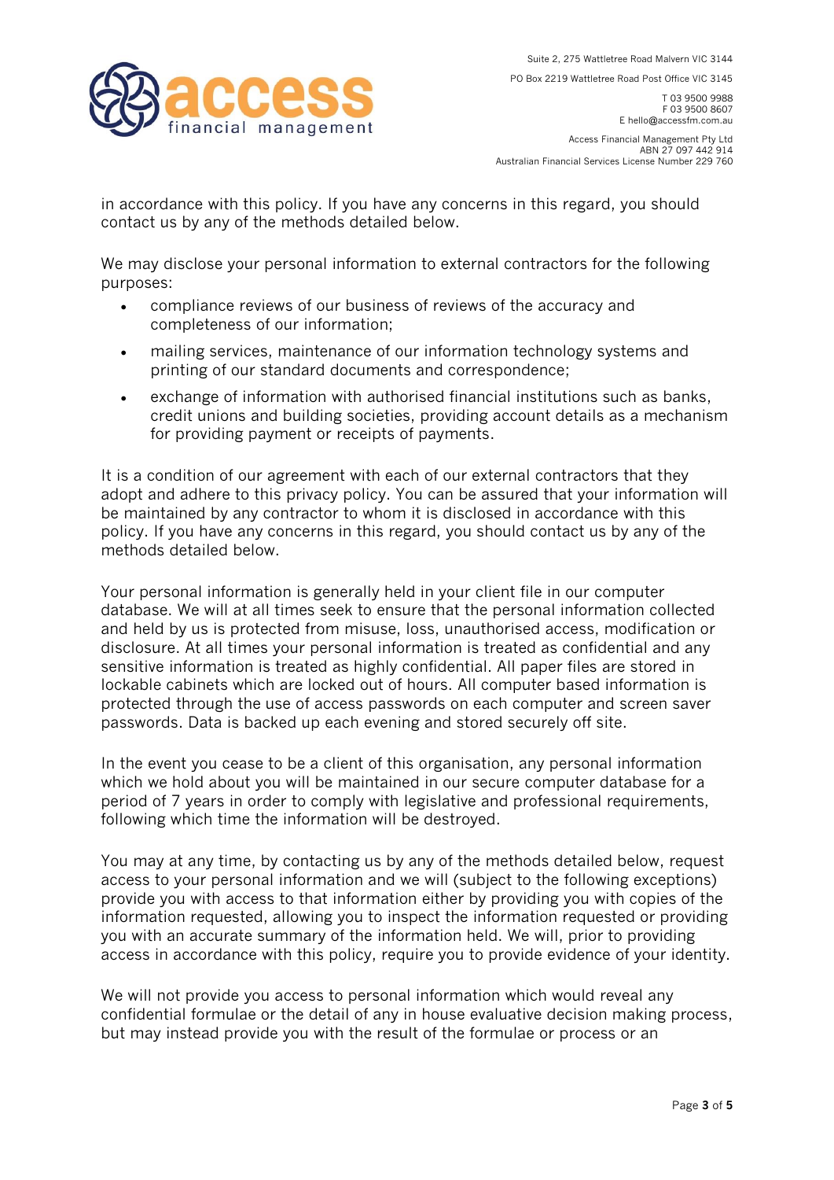in accordance with this policy. If you have any concerns in this regard, you should contact us by any of the methods detailed below.

We may disclose your personal information to external contractors for the following purposes:

- compliance reviews of our business of reviews of the accuracy and completeness of our information;
- mailing services, maintenance of our information technology systems and printing of our standard documents and correspondence;
- exchange of information with authorised financial institutions such as banks, credit unions and building societies, providing account details as a mechanism for providing payment or receipts of payments.

It is a condition of our agreement with each of our external contractors that they adopt and adhere to this privacy policy. You can be assured that your information will be maintained by any contractor to whom it is disclosed in accordance with this policy. If you have any concerns in this regard, you should contact us by any of the methods detailed below.

Your personal information is generally held in your client file in our computer database. We will at all times seek to ensure that the personal information collected and held by us is protected from misuse, loss, unauthorised access, modification or disclosure. At all times your personal information is treated as confidential and any sensitive information is treated as highly confidential. All paper files are stored in lockable cabinets which are locked out of hours. All computer based information is protected through the use of access passwords on each computer and screen saver passwords. Data is backed up each evening and stored securely off site.

In the event you cease to be a client of this organisation, any personal information which we hold about you will be maintained in our secure computer database for a period of 7 years in order to comply with legislative and professional requirements, following which time the information will be destroyed.

You may at any time, by contacting us by any of the methods detailed below, request access to your personal information and we will (subject to the following exceptions) provide you with access to that information either by providing you with copies of the information requested, allowing you to inspect the information requested or providing you with an accurate summary of the information held. We will, prior to providing access in accordance with this policy, require you to provide evidence of your identity.

We will not provide you access to personal information which would reveal any confidential formulae or the detail of any in house evaluative decision making process, but may instead provide you with the result of the formulae or process or an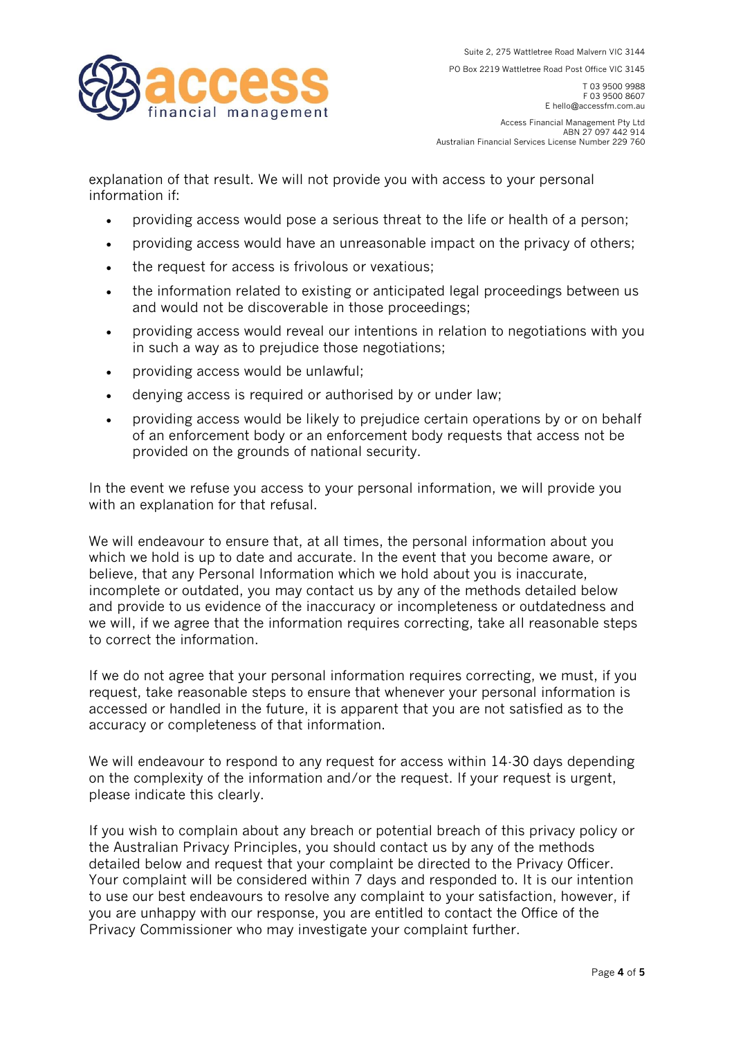explanation of that result. We will not provide you with access to your personal information if:

- providing access would pose a serious threat to the life or health of a person;
- providing access would have an unreasonable impact on the privacy of others;
- the request for access is frivolous or vexatious;
- the information related to existing or anticipated legal proceedings between us and would not be discoverable in those proceedings;
- providing access would reveal our intentions in relation to negotiations with you in such a way as to prejudice those negotiations;
- providing access would be unlawful;
- denying access is required or authorised by or under law;
- providing access would be likely to prejudice certain operations by or on behalf of an enforcement body or an enforcement body requests that access not be provided on the grounds of national security.

In the event we refuse you access to your personal information, we will provide you with an explanation for that refusal.

We will endeavour to ensure that, at all times, the personal information about you which we hold is up to date and accurate. In the event that you become aware, or believe, that any Personal Information which we hold about you is inaccurate, incomplete or outdated, you may contact us by any of the methods detailed below and provide to us evidence of the inaccuracy or incompleteness or outdatedness and we will, if we agree that the information requires correcting, take all reasonable steps to correct the information.

If we do not agree that your personal information requires correcting, we must, if you request, take reasonable steps to ensure that whenever your personal information is accessed or handled in the future, it is apparent that you are not satisfied as to the accuracy or completeness of that information.

We will endeavour to respond to any request for access within 14-30 days depending on the complexity of the information and/or the request. If your request is urgent, please indicate this clearly.

If you wish to complain about any breach or potential breach of this privacy policy or the Australian Privacy Principles, you should contact us by any of the methods detailed below and request that your complaint be directed to the Privacy Officer. Your complaint will be considered within 7 days and responded to. It is our intention to use our best endeavours to resolve any complaint to your satisfaction, however, if you are unhappy with our response, you are entitled to contact the Office of the Privacy Commissioner who may investigate your complaint further.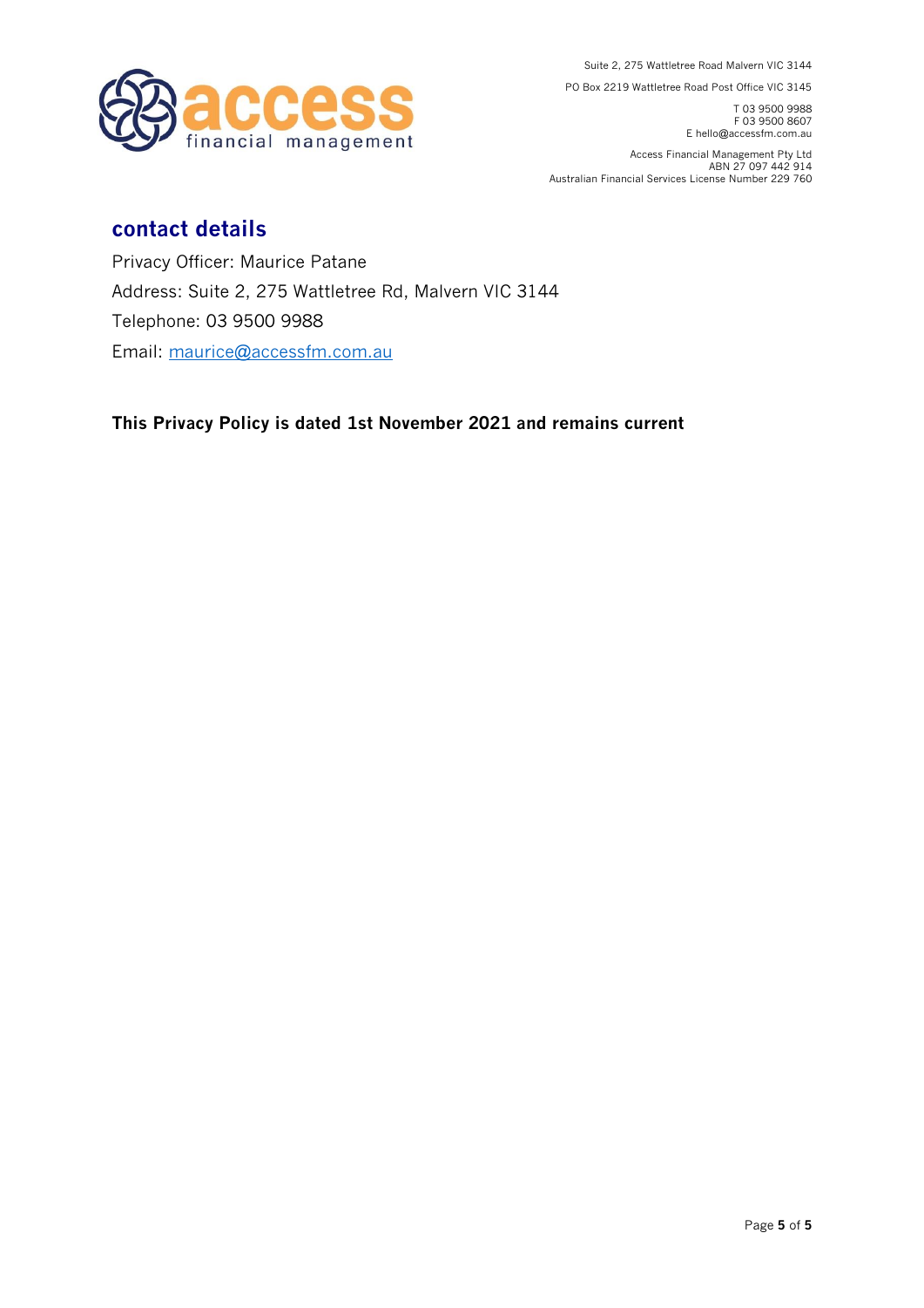## contact details

Privacy Officer: Maurice Patane

Address: Suite 2, 275 Wattletree Rd, Malvern VIC 3144

Telephone: 03 9500 9988

Email: maurice@accessfm.com.au

**This Privacy Policy is dated 1st November 2021 and remains current**